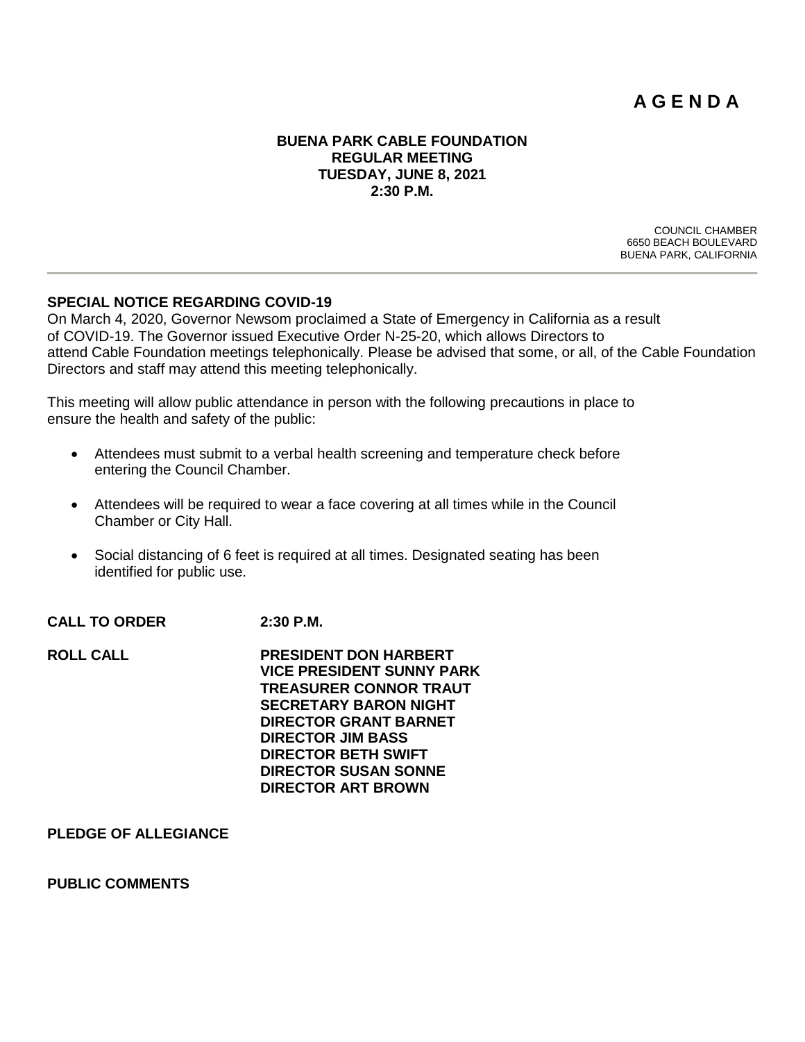# A G E N D A

**BUENA PARK CABLE FOUNDATION**
**REGULAR MEETING**
**TUESDAY, JUNE 8, 2021**
**2:30 P.M.**

COUNCIL CHAMBER
6650 BEACH BOULEVARD
BUENA PARK, CALIFORNIA

---

**SPECIAL NOTICE REGARDING COVID-19**

On March 4, 2020, Governor Newsom proclaimed a State of Emergency in California as a result of COVID-19. The Governor issued Executive Order N-25-20, which allows Directors to attend Cable Foundation meetings telephonically. Please be advised that some, or all, of the Cable Foundation Directors and staff may attend this meeting telephonically.

This meeting will allow public attendance in person with the following precautions in place to ensure the health and safety of the public:

- Attendees must submit to a verbal health screening and temperature check before entering the Council Chamber.
- Attendees will be required to wear a face covering at all times while in the Council Chamber or City Hall.
- Social distancing of 6 feet is required at all times. Designated seating has been identified for public use.

**CALL TO ORDER** **2:30 P.M.**

**ROLL CALL**

**PRESIDENT DON HARBERT**
**VICE PRESIDENT SUNNY PARK**
**TREASURER CONNOR TRAUT**
**SECRETARY BARON NIGHT**
**DIRECTOR GRANT BARNET**
**DIRECTOR JIM BASS**
**DIRECTOR BETH SWIFT**
**DIRECTOR SUSAN SONNE**
**DIRECTOR ART BROWN**

**PLEDGE OF ALLEGIANCE**

**PUBLIC COMMENTS**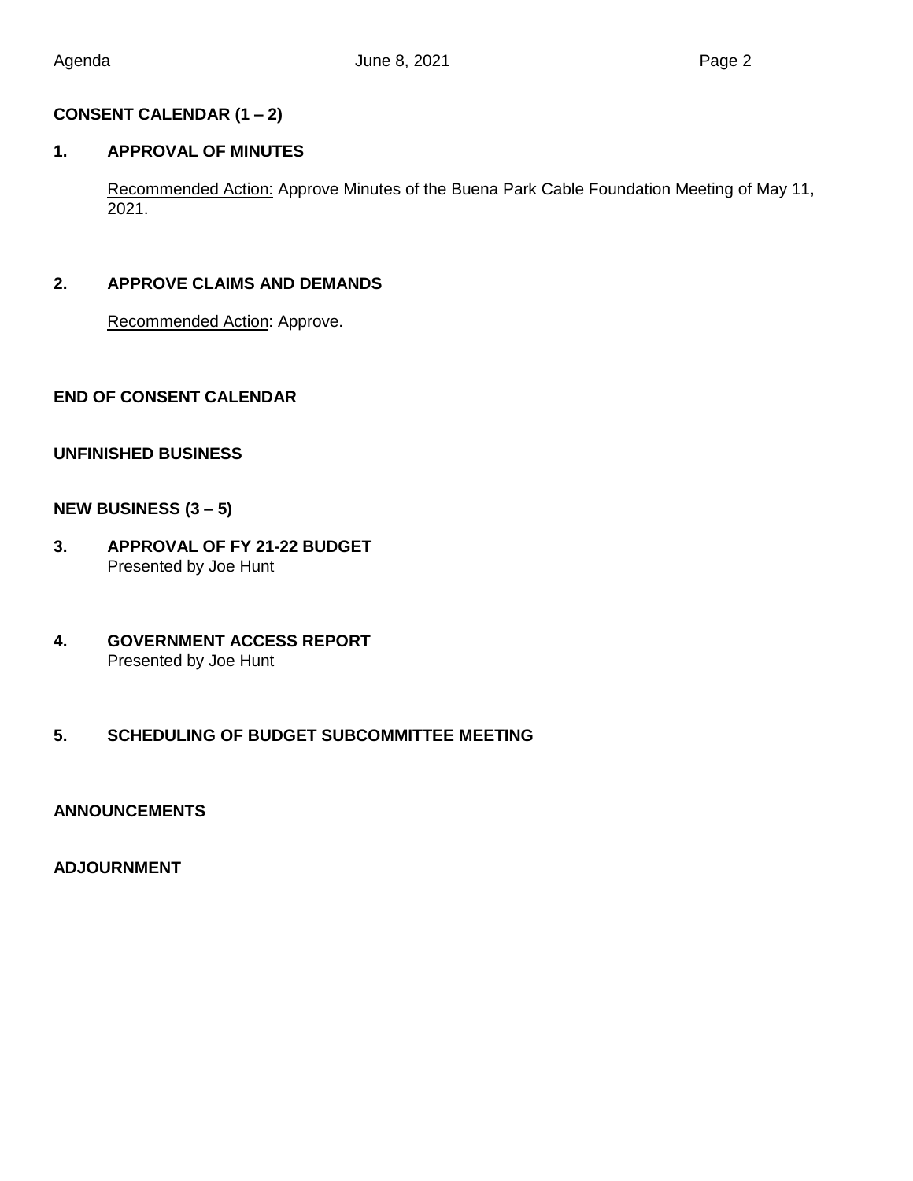## CONSENT CALENDAR (1 – 2)

### 1. APPROVAL OF MINUTES

Recommended Action: Approve Minutes of the Buena Park Cable Foundation Meeting of May 11, 2021.

### 2. APPROVE CLAIMS AND DEMANDS

Recommended Action: Approve.

## END OF CONSENT CALENDAR

## UNFINISHED BUSINESS

## NEW BUSINESS (3 – 5)

### 3. APPROVAL OF FY 21-22 BUDGET

Presented by Joe Hunt

### 4. GOVERNMENT ACCESS REPORT

Presented by Joe Hunt

### 5. SCHEDULING OF BUDGET SUBCOMMITTEE MEETING

## ANNOUNCEMENTS

## ADJOURNMENT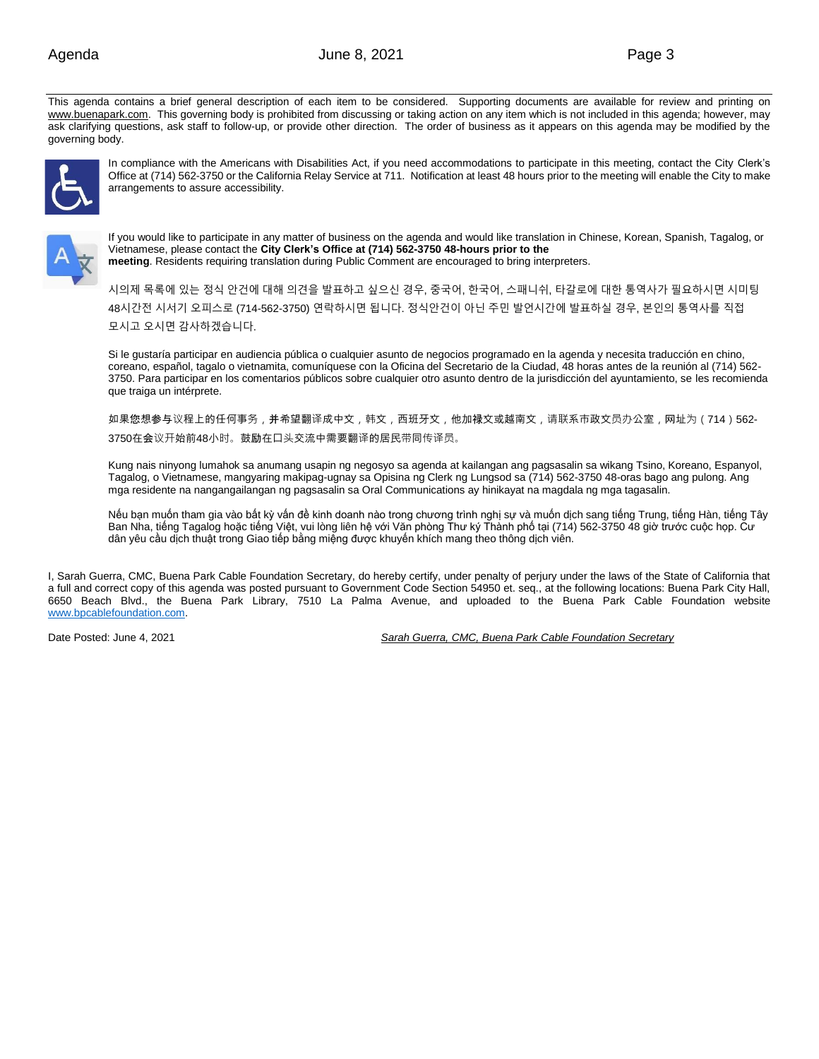This agenda contains a brief general description of each item to be considered. Supporting documents are available for review and printing on www.buenapark.com. This governing body is prohibited from discussing or taking action on any item which is not included in this agenda; however, may ask clarifying questions, ask staff to follow-up, or provide other direction. The order of business as it appears on this agenda may be modified by the governing body.

In compliance with the Americans with Disabilities Act, if you need accommodations to participate in this meeting, contact the City Clerk's Office at (714) 562-3750 or the California Relay Service at 711. Notification at least 48 hours prior to the meeting will enable the City to make arrangements to assure accessibility.

If you would like to participate in any matter of business on the agenda and would like translation in Chinese, Korean, Spanish, Tagalog, or Vietnamese, please contact the **City Clerk's Office at (714) 562-3750 48-hours prior to the meeting**. Residents requiring translation during Public Comment are encouraged to bring interpreters.

시의제 목록에 있는 정식 안건에 대해 의견을 발표하고 싶으신 경우, 중국어, 한국어, 스패니쉬, 타갈로에 대한 통역사가 필요하시면 시미팅 48시간전 시서기 오피스로 (714-562-3750) 연락하시면 됩니다. 정식안건이 아닌 주민 발언시간에 발표하실 경우, 본인의 통역사를 직접 모시고 오시면 감사하겠습니다.

Si le gustaría participar en audiencia pública o cualquier asunto de negocios programado en la agenda y necesita traducción en chino, coreano, español, tagalo o vietnamita, comuníquese con la Oficina del Secretario de la Ciudad, 48 horas antes de la reunión al (714) 562-3750. Para participar en los comentarios públicos sobre cualquier otro asunto dentro de la jurisdicción del ayuntamiento, se les recomienda que traiga un intérprete.

如果您想参与议程上的任何事务，并希望翻译成中文，韩文，西班牙文，他加禄文或越南文，请联系市政文员办公室，网址为（714）562-3750在会议开始前48小时。鼓励在口头交流中需要翻译的居民带同传译员。

Kung nais ninyong lumahok sa anumang usapin ng negosyo sa agenda at kailangan ang pagsasalin sa wikang Tsino, Koreano, Espanyol, Tagalog, o Vietnamese, mangyaring makipag-ugnay sa Opisina ng Clerk ng Lungsod sa (714) 562-3750 48-oras bago ang pulong. Ang mga residente na nangangailangan ng pagsasalin sa Oral Communications ay hinikayat na magdala ng mga tagasalin.

Nếu bạn muốn tham gia vào bất kỳ vấn đề kinh doanh nào trong chương trình nghị sự và muốn dịch sang tiếng Trung, tiếng Hàn, tiếng Tây Ban Nha, tiếng Tagalog hoặc tiếng Việt, vui lòng liên hệ với Văn phòng Thư ký Thành phố tại (714) 562-3750 48 giờ trước cuộc họp. Cư dân yêu cầu dịch thuật trong Giao tiếp bằng miệng được khuyến khích mang theo thông dịch viên.

I, Sarah Guerra, CMC, Buena Park Cable Foundation Secretary, do hereby certify, under penalty of perjury under the laws of the State of California that a full and correct copy of this agenda was posted pursuant to Government Code Section 54950 et. seq., at the following locations: Buena Park City Hall, 6650 Beach Blvd., the Buena Park Library, 7510 La Palma Avenue, and uploaded to the Buena Park Cable Foundation website www.bpcablefoundation.com.

Date Posted: June 4, 2021

*Sarah Guerra, CMC, Buena Park Cable Foundation Secretary*